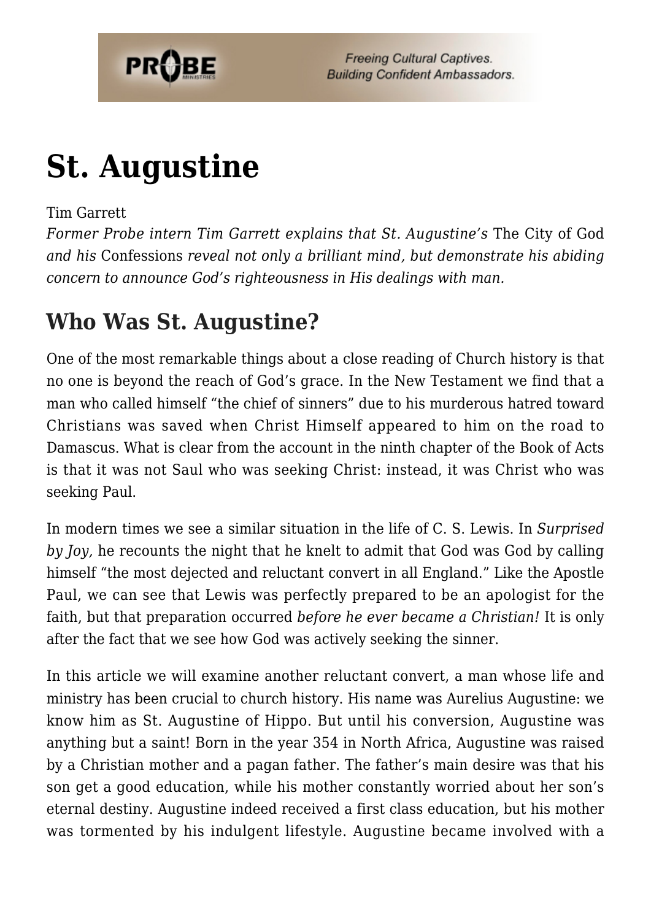# St. Augustine

Tim Garrett

*Former Probe intern Tim Garrett explains that St. Augustine's* The City of God *and his* Confessions *reveal not only a brilliant mind, but demonstrate his abiding concern to announce God's righteousness in His dealings with man.*

## Who Was St. Augustine?

One of the most remarkable things about a close reading of Church history is that no one is beyond the reach of God's grace. In the New Testament we find that a man who called himself "the chief of sinners" due to his murderous hatred toward Christians was saved when Christ Himself appeared to him on the road to Damascus. What is clear from the account in the ninth chapter of the Book of Acts is that it was not Saul who was seeking Christ: instead, it was Christ who was seeking Paul.

In modern times we see a similar situation in the life of C. S. Lewis. In *Surprised by Joy,* he recounts the night that he knelt to admit that God was God by calling himself "the most dejected and reluctant convert in all England." Like the Apostle Paul, we can see that Lewis was perfectly prepared to be an apologist for the faith, but that preparation occurred *before he ever became a Christian!* It is only after the fact that we see how God was actively seeking the sinner.

In this article we will examine another reluctant convert, a man whose life and ministry has been crucial to church history. His name was Aurelius Augustine: we know him as St. Augustine of Hippo. But until his conversion, Augustine was anything but a saint! Born in the year 354 in North Africa, Augustine was raised by a Christian mother and a pagan father. The father's main desire was that his son get a good education, while his mother constantly worried about her son's eternal destiny. Augustine indeed received a first class education, but his mother was tormented by his indulgent lifestyle. Augustine became involved with a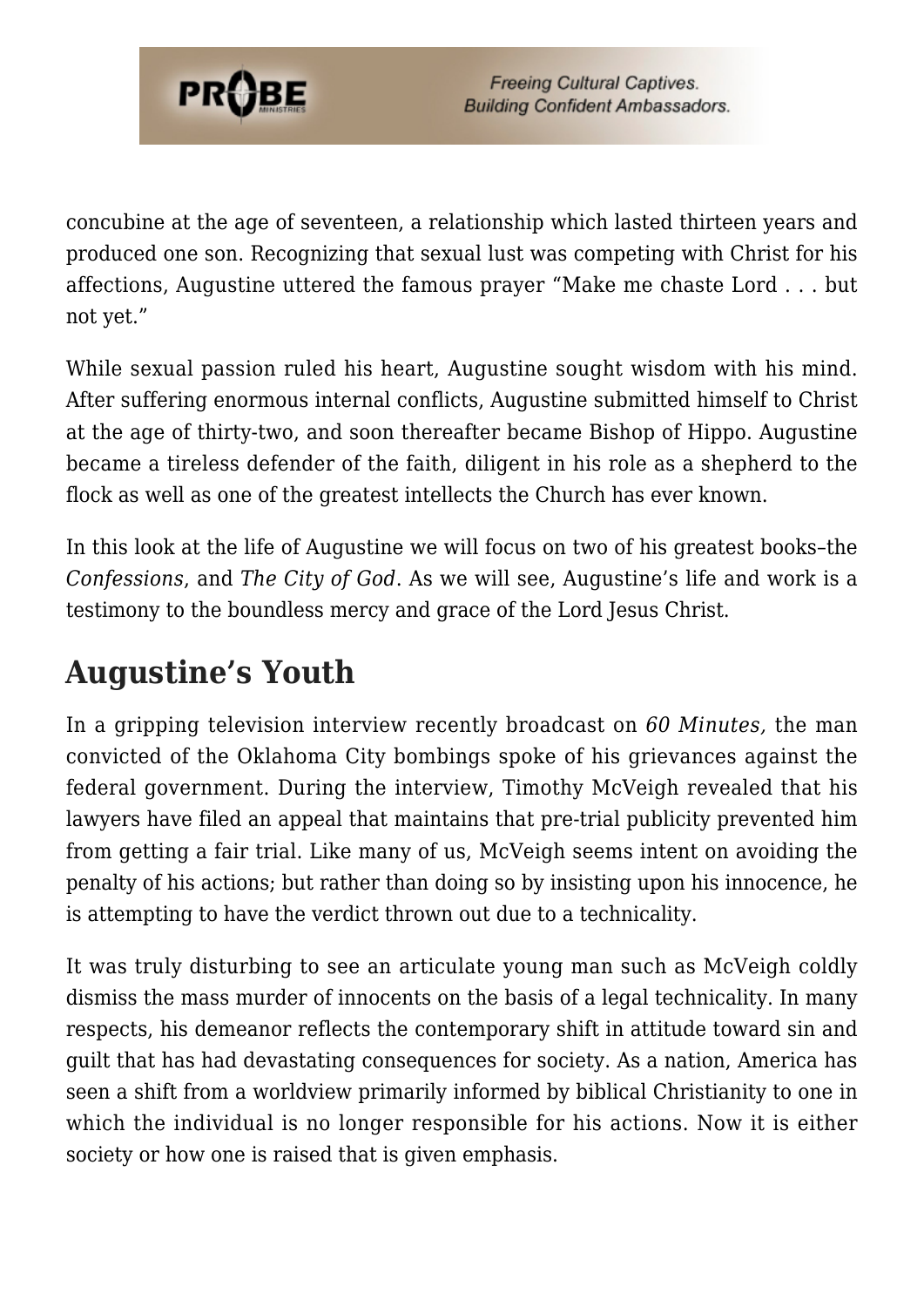concubine at the age of seventeen, a relationship which lasted thirteen years and produced one son. Recognizing that sexual lust was competing with Christ for his affections, Augustine uttered the famous prayer "Make me chaste Lord . . . but not yet."

While sexual passion ruled his heart, Augustine sought wisdom with his mind. After suffering enormous internal conflicts, Augustine submitted himself to Christ at the age of thirty-two, and soon thereafter became Bishop of Hippo. Augustine became a tireless defender of the faith, diligent in his role as a shepherd to the flock as well as one of the greatest intellects the Church has ever known.

In this look at the life of Augustine we will focus on two of his greatest books–the *Confessions*, and *The City of God*. As we will see, Augustine's life and work is a testimony to the boundless mercy and grace of the Lord Jesus Christ.

## Augustine's Youth

In a gripping television interview recently broadcast on *60 Minutes,* the man convicted of the Oklahoma City bombings spoke of his grievances against the federal government. During the interview, Timothy McVeigh revealed that his lawyers have filed an appeal that maintains that pre-trial publicity prevented him from getting a fair trial. Like many of us, McVeigh seems intent on avoiding the penalty of his actions; but rather than doing so by insisting upon his innocence, he is attempting to have the verdict thrown out due to a technicality.

It was truly disturbing to see an articulate young man such as McVeigh coldly dismiss the mass murder of innocents on the basis of a legal technicality. In many respects, his demeanor reflects the contemporary shift in attitude toward sin and guilt that has had devastating consequences for society. As a nation, America has seen a shift from a worldview primarily informed by biblical Christianity to one in which the individual is no longer responsible for his actions. Now it is either society or how one is raised that is given emphasis.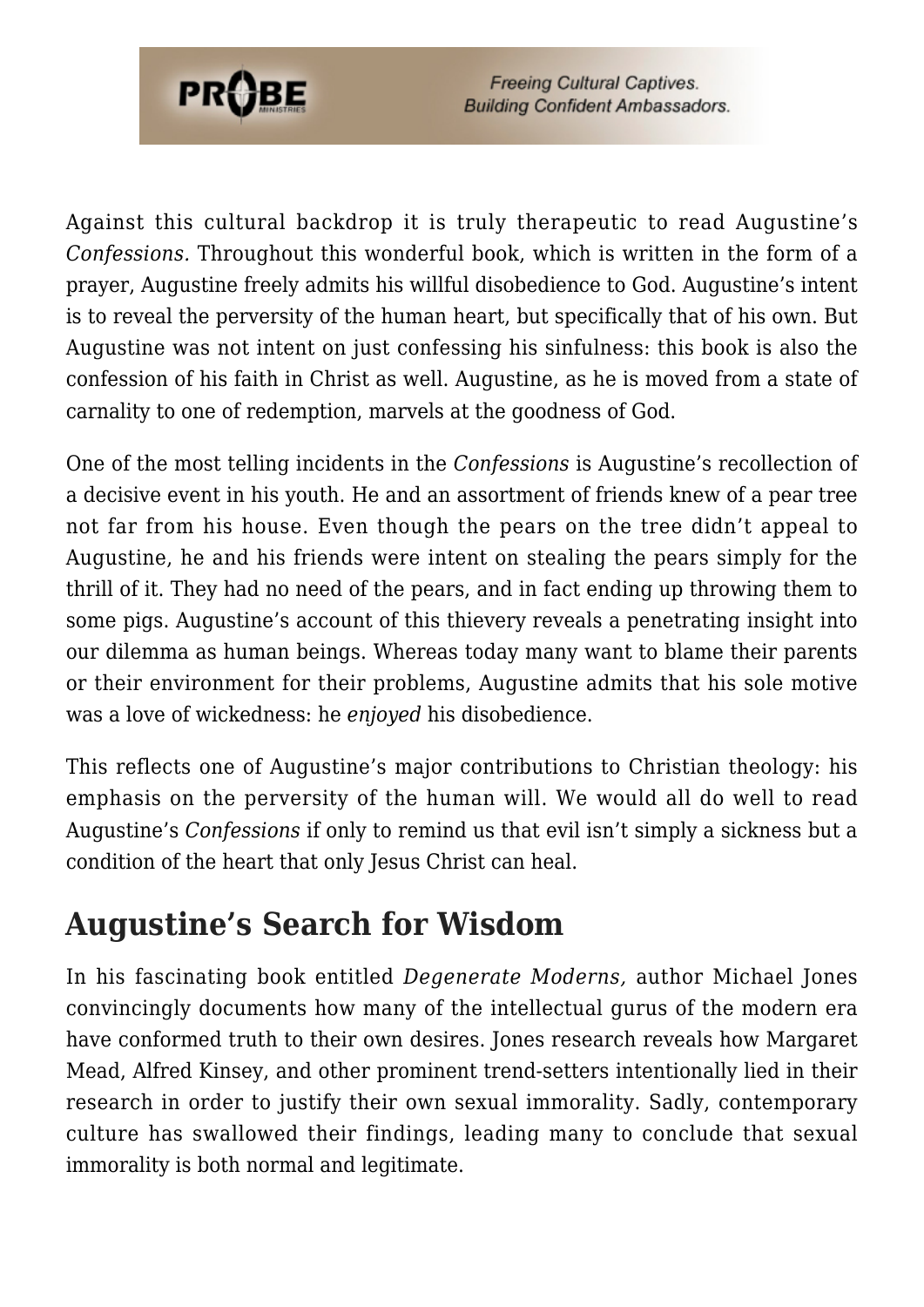Against this cultural backdrop it is truly therapeutic to read Augustine's *Confessions.* Throughout this wonderful book, which is written in the form of a prayer, Augustine freely admits his willful disobedience to God. Augustine's intent is to reveal the perversity of the human heart, but specifically that of his own. But Augustine was not intent on just confessing his sinfulness: this book is also the confession of his faith in Christ as well. Augustine, as he is moved from a state of carnality to one of redemption, marvels at the goodness of God.

One of the most telling incidents in the *Confessions* is Augustine's recollection of a decisive event in his youth. He and an assortment of friends knew of a pear tree not far from his house. Even though the pears on the tree didn't appeal to Augustine, he and his friends were intent on stealing the pears simply for the thrill of it. They had no need of the pears, and in fact ending up throwing them to some pigs. Augustine's account of this thievery reveals a penetrating insight into our dilemma as human beings. Whereas today many want to blame their parents or their environment for their problems, Augustine admits that his sole motive was a love of wickedness: he *enjoyed* his disobedience.

This reflects one of Augustine's major contributions to Christian theology: his emphasis on the perversity of the human will. We would all do well to read Augustine's *Confessions* if only to remind us that evil isn't simply a sickness but a condition of the heart that only Jesus Christ can heal.

## Augustine's Search for Wisdom

In his fascinating book entitled *Degenerate Moderns,* author Michael Jones convincingly documents how many of the intellectual gurus of the modern era have conformed truth to their own desires. Jones research reveals how Margaret Mead, Alfred Kinsey, and other prominent trend-setters intentionally lied in their research in order to justify their own sexual immorality. Sadly, contemporary culture has swallowed their findings, leading many to conclude that sexual immorality is both normal and legitimate.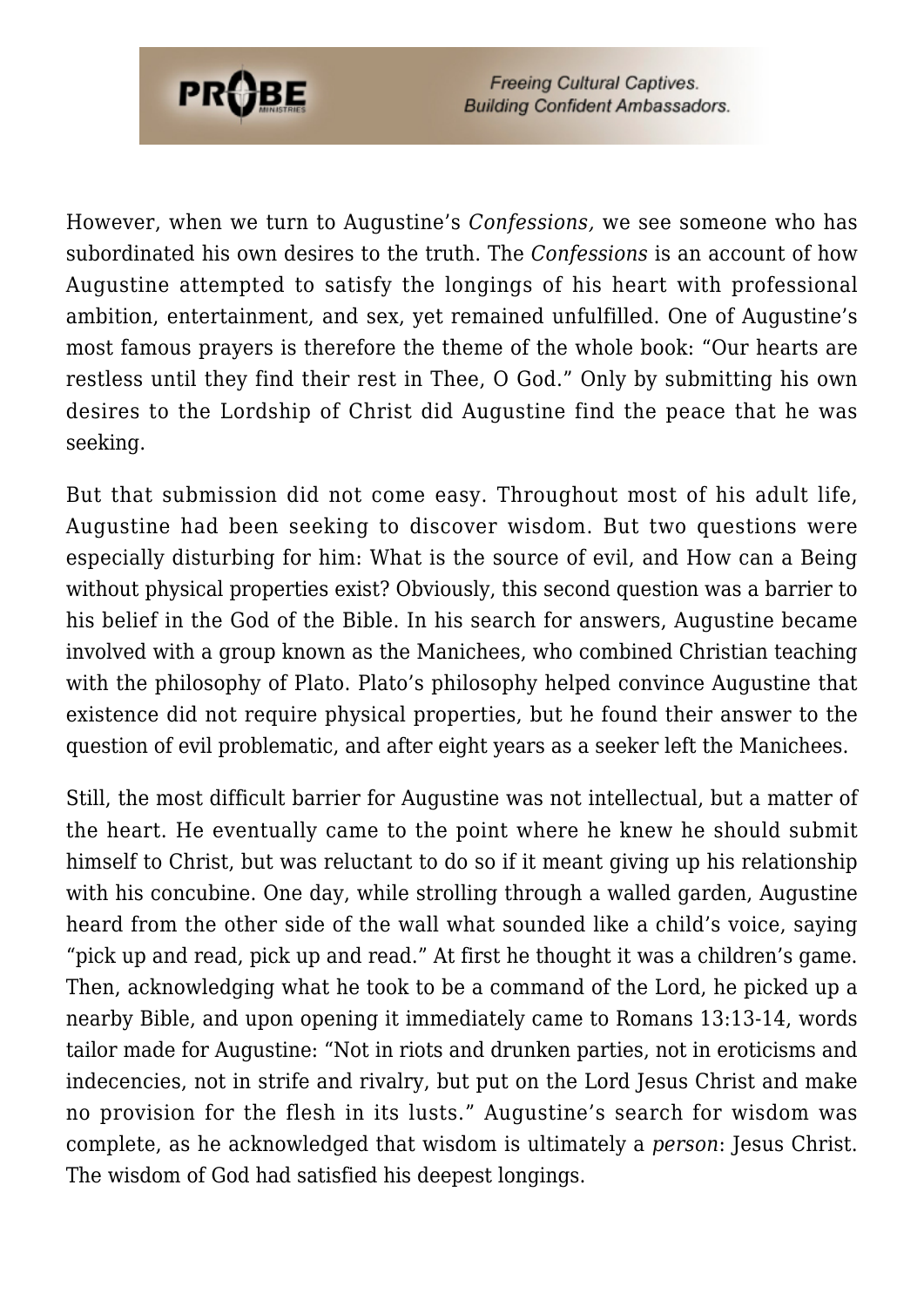However, when we turn to Augustine's *Confessions,* we see someone who has subordinated his own desires to the truth. The *Confessions* is an account of how Augustine attempted to satisfy the longings of his heart with professional ambition, entertainment, and sex, yet remained unfulfilled. One of Augustine's most famous prayers is therefore the theme of the whole book: "Our hearts are restless until they find their rest in Thee, O God." Only by submitting his own desires to the Lordship of Christ did Augustine find the peace that he was seeking.

But that submission did not come easy. Throughout most of his adult life, Augustine had been seeking to discover wisdom. But two questions were especially disturbing for him: What is the source of evil, and How can a Being without physical properties exist? Obviously, this second question was a barrier to his belief in the God of the Bible. In his search for answers, Augustine became involved with a group known as the Manichees, who combined Christian teaching with the philosophy of Plato. Plato's philosophy helped convince Augustine that existence did not require physical properties, but he found their answer to the question of evil problematic, and after eight years as a seeker left the Manichees.

Still, the most difficult barrier for Augustine was not intellectual, but a matter of the heart. He eventually came to the point where he knew he should submit himself to Christ, but was reluctant to do so if it meant giving up his relationship with his concubine. One day, while strolling through a walled garden, Augustine heard from the other side of the wall what sounded like a child's voice, saying "pick up and read, pick up and read." At first he thought it was a children's game. Then, acknowledging what he took to be a command of the Lord, he picked up a nearby Bible, and upon opening it immediately came to Romans 13:13-14, words tailor made for Augustine: "Not in riots and drunken parties, not in eroticisms and indecencies, not in strife and rivalry, but put on the Lord Jesus Christ and make no provision for the flesh in its lusts." Augustine's search for wisdom was complete, as he acknowledged that wisdom is ultimately a *person*: Jesus Christ. The wisdom of God had satisfied his deepest longings.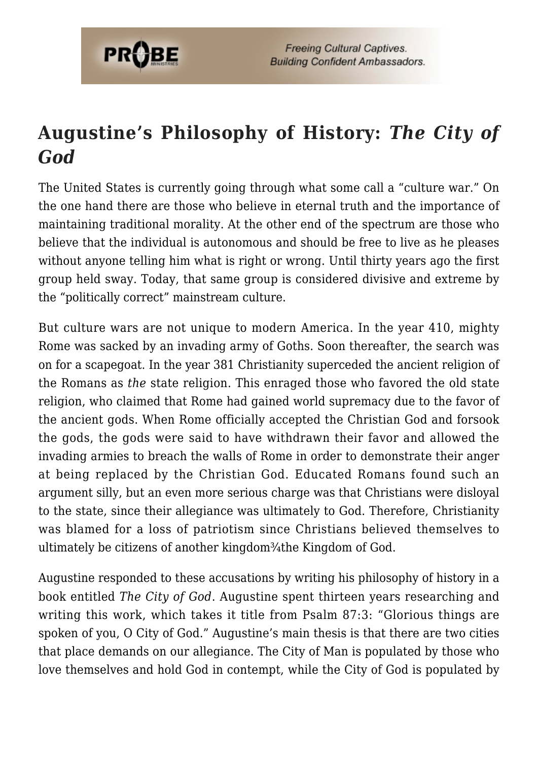## Augustine's Philosophy of History: *The City of God*

The United States is currently going through what some call a "culture war." On the one hand there are those who believe in eternal truth and the importance of maintaining traditional morality. At the other end of the spectrum are those who believe that the individual is autonomous and should be free to live as he pleases without anyone telling him what is right or wrong. Until thirty years ago the first group held sway. Today, that same group is considered divisive and extreme by the "politically correct" mainstream culture.

But culture wars are not unique to modern America. In the year 410, mighty Rome was sacked by an invading army of Goths. Soon thereafter, the search was on for a scapegoat. In the year 381 Christianity superceded the ancient religion of the Romans as *the* state religion. This enraged those who favored the old state religion, who claimed that Rome had gained world supremacy due to the favor of the ancient gods. When Rome officially accepted the Christian God and forsook the gods, the gods were said to have withdrawn their favor and allowed the invading armies to breach the walls of Rome in order to demonstrate their anger at being replaced by the Christian God. Educated Romans found such an argument silly, but an even more serious charge was that Christians were disloyal to the state, since their allegiance was ultimately to God. Therefore, Christianity was blamed for a loss of patriotism since Christians believed themselves to ultimately be citizens of another kingdom¾the Kingdom of God.

Augustine responded to these accusations by writing his philosophy of history in a book entitled *The City of God*. Augustine spent thirteen years researching and writing this work, which takes it title from Psalm 87:3: "Glorious things are spoken of you, O City of God." Augustine's main thesis is that there are two cities that place demands on our allegiance. The City of Man is populated by those who love themselves and hold God in contempt, while the City of God is populated by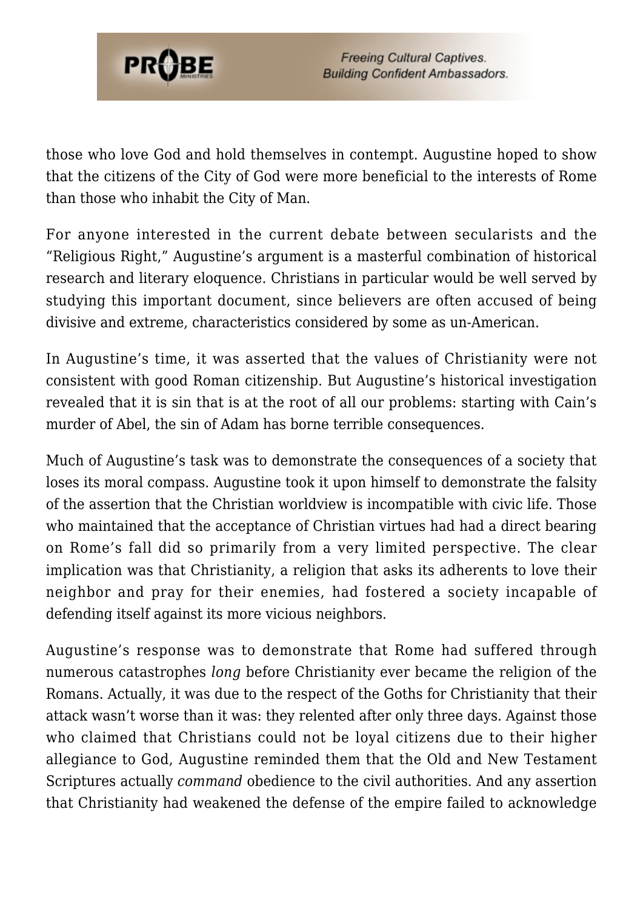those who love God and hold themselves in contempt. Augustine hoped to show that the citizens of the City of God were more beneficial to the interests of Rome than those who inhabit the City of Man.

For anyone interested in the current debate between secularists and the "Religious Right," Augustine's argument is a masterful combination of historical research and literary eloquence. Christians in particular would be well served by studying this important document, since believers are often accused of being divisive and extreme, characteristics considered by some as un-American.

In Augustine's time, it was asserted that the values of Christianity were not consistent with good Roman citizenship. But Augustine's historical investigation revealed that it is sin that is at the root of all our problems: starting with Cain's murder of Abel, the sin of Adam has borne terrible consequences.

Much of Augustine's task was to demonstrate the consequences of a society that loses its moral compass. Augustine took it upon himself to demonstrate the falsity of the assertion that the Christian worldview is incompatible with civic life. Those who maintained that the acceptance of Christian virtues had had a direct bearing on Rome's fall did so primarily from a very limited perspective. The clear implication was that Christianity, a religion that asks its adherents to love their neighbor and pray for their enemies, had fostered a society incapable of defending itself against its more vicious neighbors.

Augustine's response was to demonstrate that Rome had suffered through numerous catastrophes *long* before Christianity ever became the religion of the Romans. Actually, it was due to the respect of the Goths for Christianity that their attack wasn't worse than it was: they relented after only three days. Against those who claimed that Christians could not be loyal citizens due to their higher allegiance to God, Augustine reminded them that the Old and New Testament Scriptures actually *command* obedience to the civil authorities. And any assertion that Christianity had weakened the defense of the empire failed to acknowledge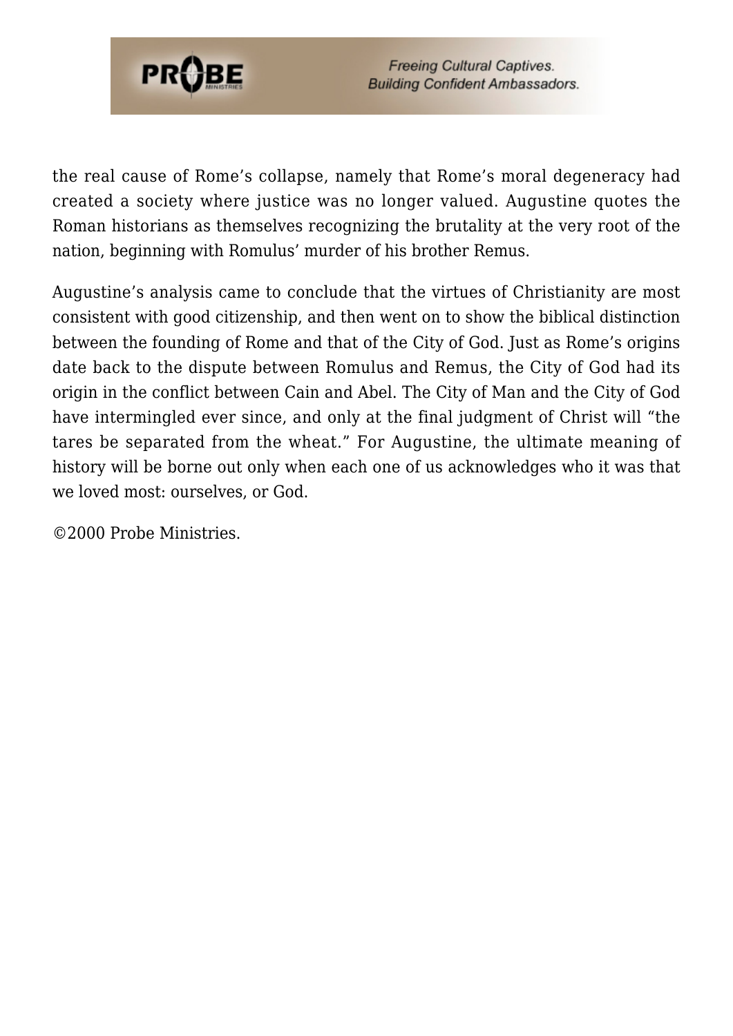the real cause of Rome's collapse, namely that Rome's moral degeneracy had created a society where justice was no longer valued. Augustine quotes the Roman historians as themselves recognizing the brutality at the very root of the nation, beginning with Romulus' murder of his brother Remus.

Augustine's analysis came to conclude that the virtues of Christianity are most consistent with good citizenship, and then went on to show the biblical distinction between the founding of Rome and that of the City of God. Just as Rome's origins date back to the dispute between Romulus and Remus, the City of God had its origin in the conflict between Cain and Abel. The City of Man and the City of God have intermingled ever since, and only at the final judgment of Christ will "the tares be separated from the wheat." For Augustine, the ultimate meaning of history will be borne out only when each one of us acknowledges who it was that we loved most: ourselves, or God.

©2000 Probe Ministries.